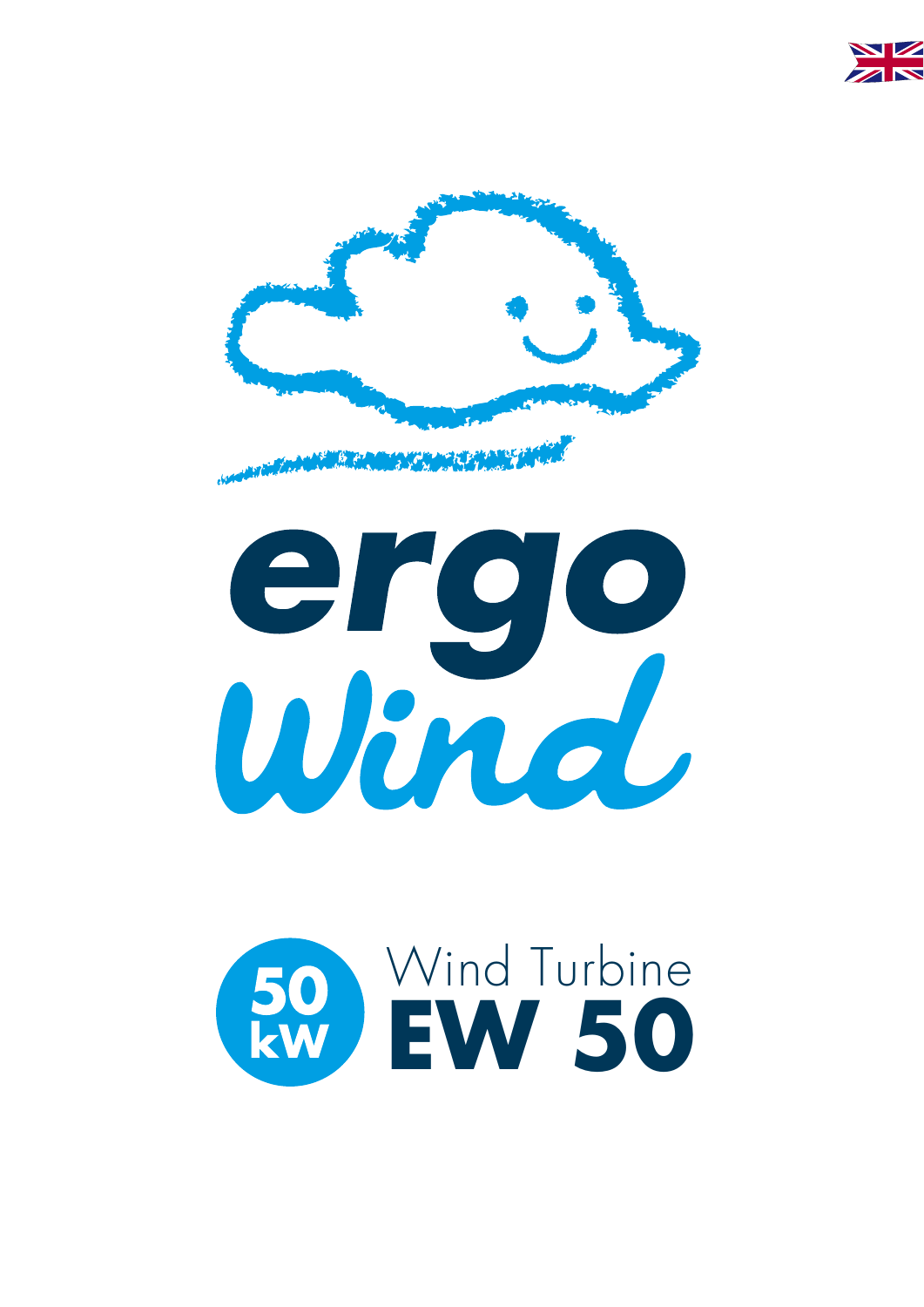# ergo Wind

## 50 kW Wind Turbine EW 50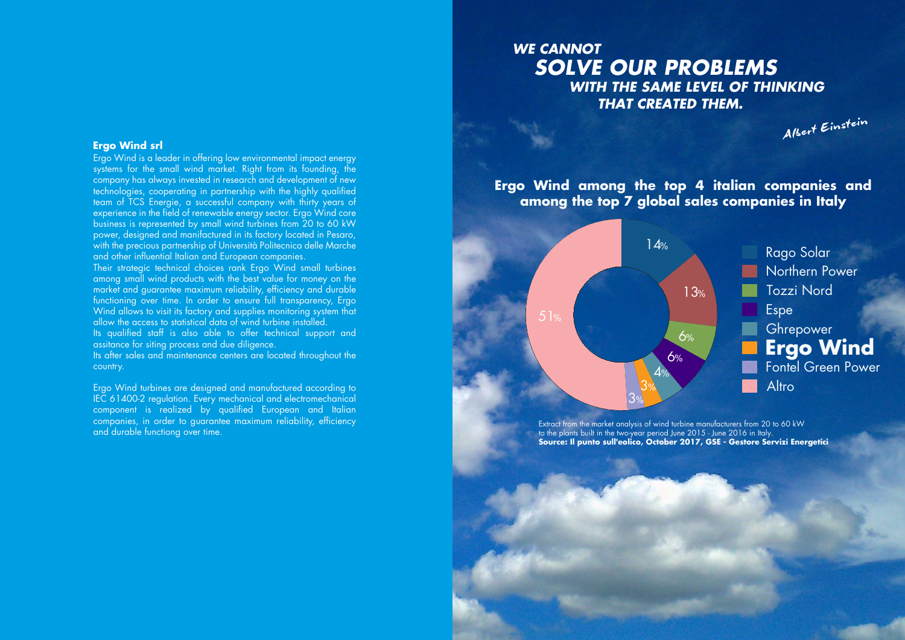## Ergo Wind srl

Ergo Wind is a leader in offering low environmental impact energy systems for the small wind market. Right from its founding, the company has always invested in research and development of new technologies, cooperating in partnership with the highly qualified team of TCS Energie, a successful company with thirty years of experience in the field of renewable energy sector. Ergo Wind core business is represented by small wind turbines from 20 to 60 kW power, designed and manifactured in its factory located in Pesaro, with the precious partnership of Università Politecnica delle Marche and other influential Italian and European companies.

Their strategic technical choices rank Ergo Wind small turbines among small wind products with the best value for money on the market and guarantee maximum reliability, efficiency and durable functioning over time. In order to ensure full transparency, Ergo Wind allows to visit its factory and supplies monitoring system that allow the access to statistical data of wind turbine installed.

Its qualified staff is also able to offer technical support and assitance for siting process and due diligence.

Its after sales and maintenance centers are located throughout the country.

Ergo Wind turbines are designed and manufactured according to IEC 61400-2 regulation. Every mechanical and electromechanical component is realized by qualified European and Italian companies, in order to guarantee maximum reliability, efficiency and durable functiong over time.

***WE CANNOT SOLVE OUR PROBLEMS WITH THE SAME LEVEL OF THINKING THAT CREATED THEM.***

*Albert Einstein*

## Ergo Wind among the top 4 italian companies and among the top 7 global sales companies in Italy

| Company | Share |
|---|---|
| Rago Solar | 14% |
| Northern Power | 13% |
| Tozzi Nord | 6% |
| Espe | 6% |
| Ghrepower | 4% |
| **Ergo Wind** | 3% |
| Fontel Green Power | 3% |
| Altro | 51% |

Extract from the market analysis of wind turbine manufacturers from 20 to 60 kW to the plants built in the two-year period June 2015 - June 2016 in Italy.
**Source: Il punto sull'eolico, October 2017, GSE - Gestore Servizi Energetici**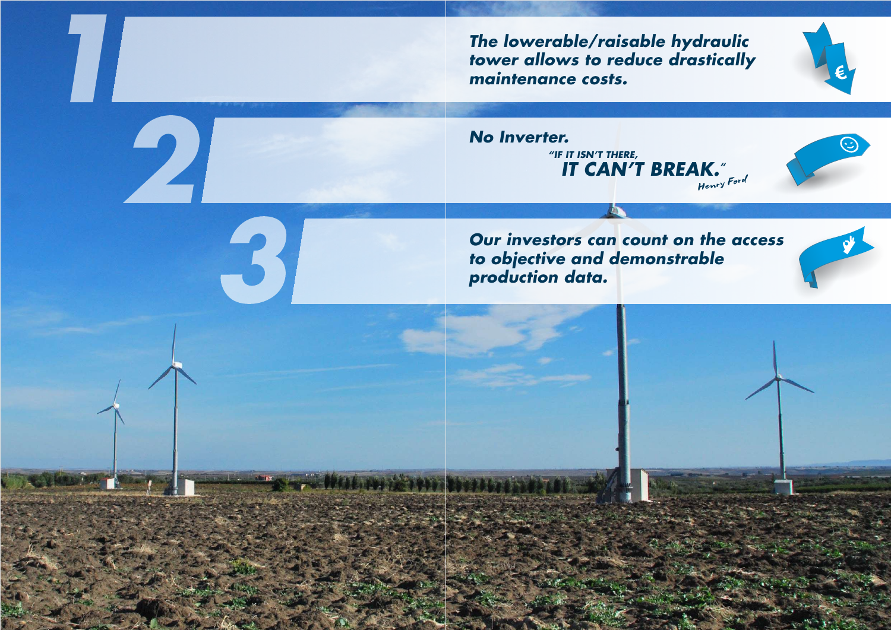**1**

***The lowerable/raisable hydraulic tower allows to reduce drastically maintenance costs.***

**2**

***No Inverter.***

***"IF IT ISN'T THERE,***
***IT CAN'T BREAK."***
*Henry Ford*

**3**

***Our investors can count on the access to objective and demonstrable production data.***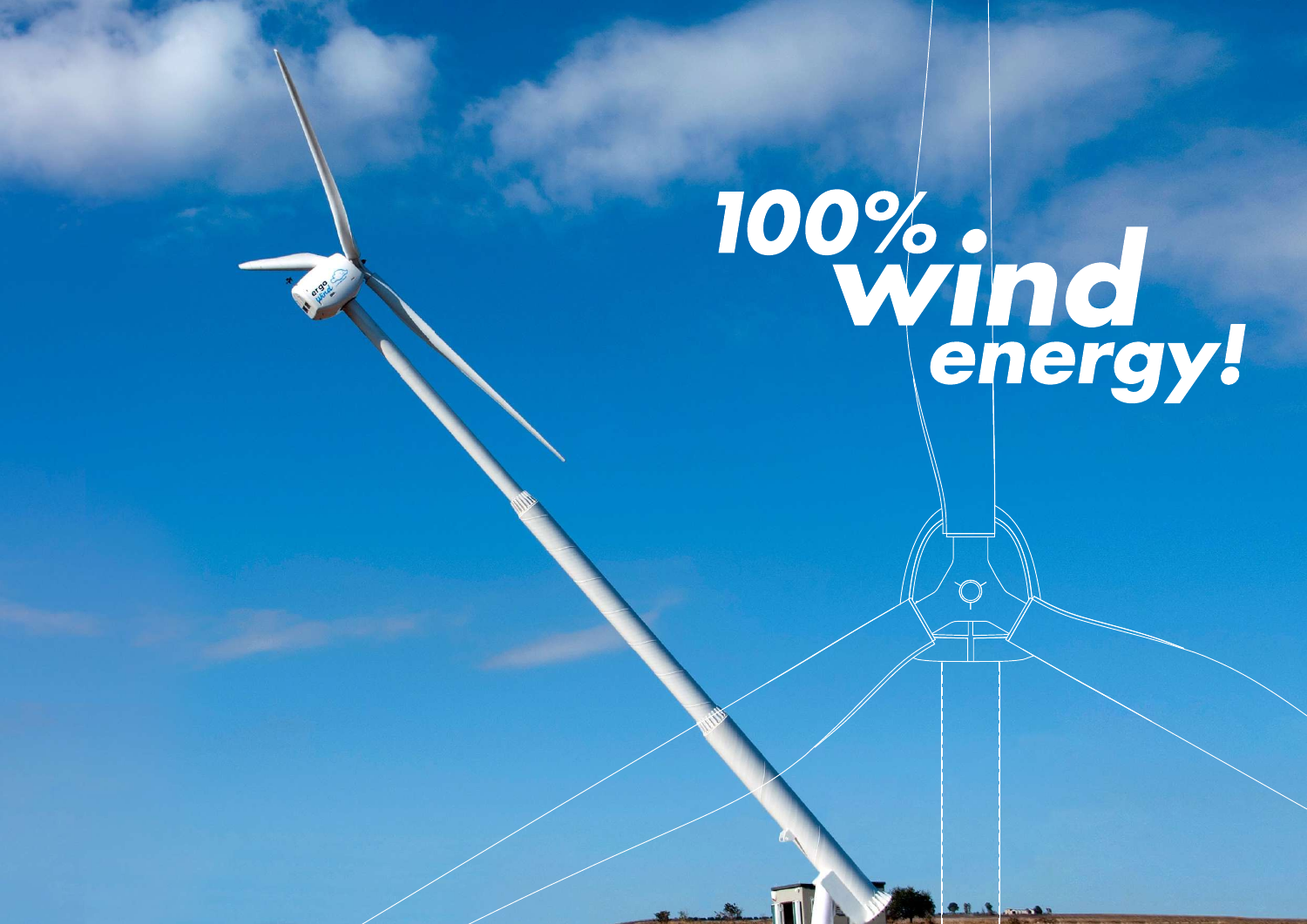# 100% wind energy!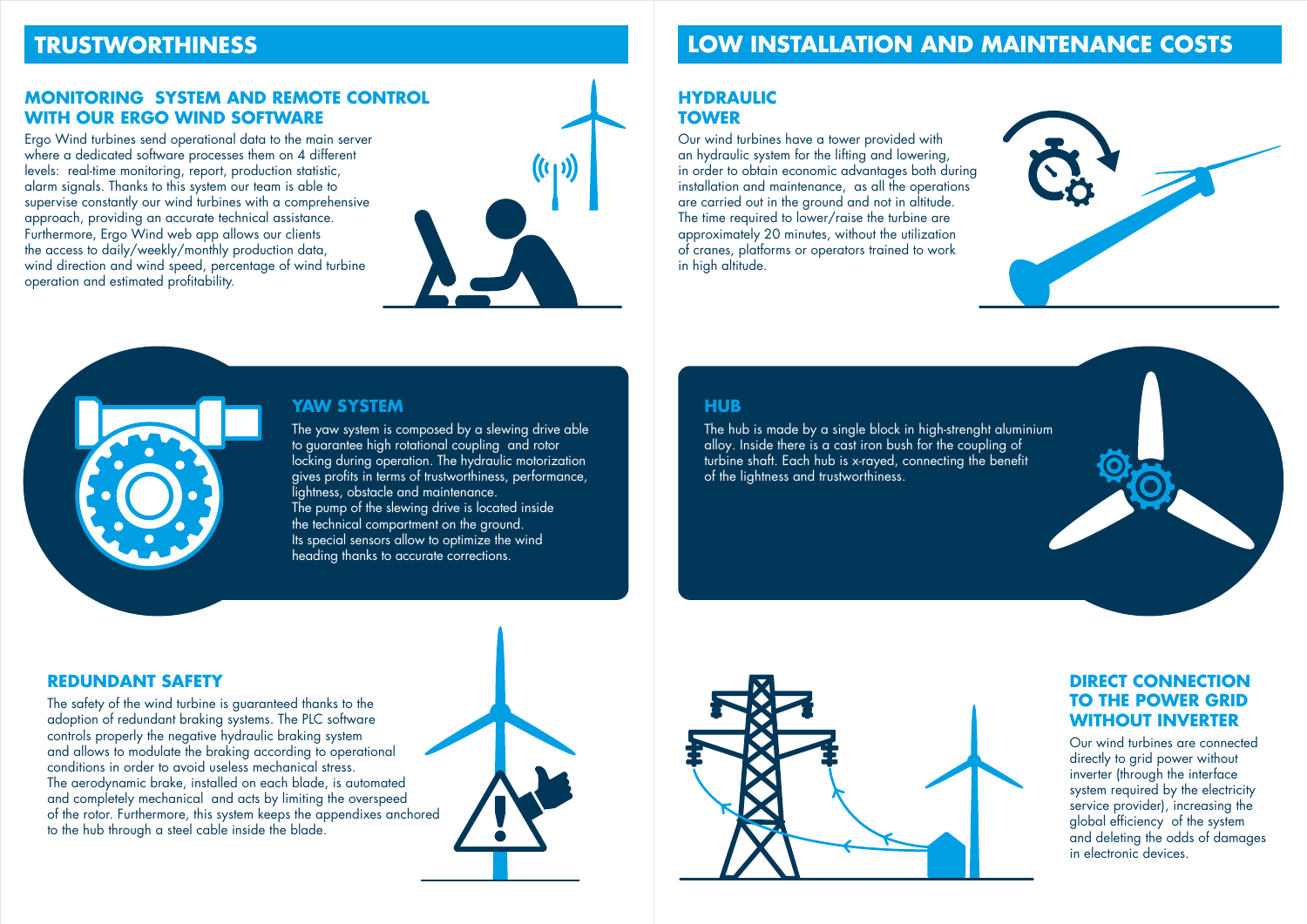# TRUSTWORTHINESS

## MONITORING SYSTEM AND REMOTE CONTROL WITH OUR ERGO WIND SOFTWARE

Ergo Wind turbines send operational data to the main server where a dedicated software processes them on 4 different levels: real-time monitoring, report, production statistic, alarm signals. Thanks to this system our team is able to supervise constantly our wind turbines with a comprehensive approach, providing an accurate technical assistance. Furthermore, Ergo Wind web app allows our clients the access to daily/weekly/monthly production data, wind direction and wind speed, percentage of wind turbine operation and estimated profitability.

## YAW SYSTEM

The yaw system is composed by a slewing drive able to guarantee high rotational coupling and rotor locking during operation. The hydraulic motorization gives profits in terms of trustworthiness, performance, lightness, obstacle and maintenance.
The pump of the slewing drive is located inside the technical compartment on the ground.
Its special sensors allow to optimize the wind heading thanks to accurate corrections.

## REDUNDANT SAFETY

The safety of the wind turbine is guaranteed thanks to the adoption of redundant braking systems. The PLC software controls properly the negative hydraulic braking system and allows to modulate the braking according to operational conditions in order to avoid useless mechanical stress.
The aerodynamic brake, installed on each blade, is automated and completely mechanical and acts by limiting the overspeed of the rotor. Furthermore, this system keeps the appendixes anchored to the hub through a steel cable inside the blade.

# LOW INSTALLATION AND MAINTENANCE COSTS

## HYDRAULIC TOWER

Our wind turbines have a tower provided with an hydraulic system for the lifting and lowering, in order to obtain economic advantages both during installation and maintenance, as all the operations are carried out in the ground and not in altitude. The time required to lower/raise the turbine are approximately 20 minutes, without the utilization of cranes, platforms or operators trained to work in high altitude.

## HUB

The hub is made by a single block in high-strenght aluminium alloy. Inside there is a cast iron bush for the coupling of turbine shaft. Each hub is x-rayed, connecting the benefit of the lightness and trustworthiness.

## DIRECT CONNECTION TO THE POWER GRID WITHOUT INVERTER

Our wind turbines are connected directly to grid power without inverter (through the interface system required by the electricity service provider), increasing the global efficiency of the system and deleting the odds of damages in electronic devices.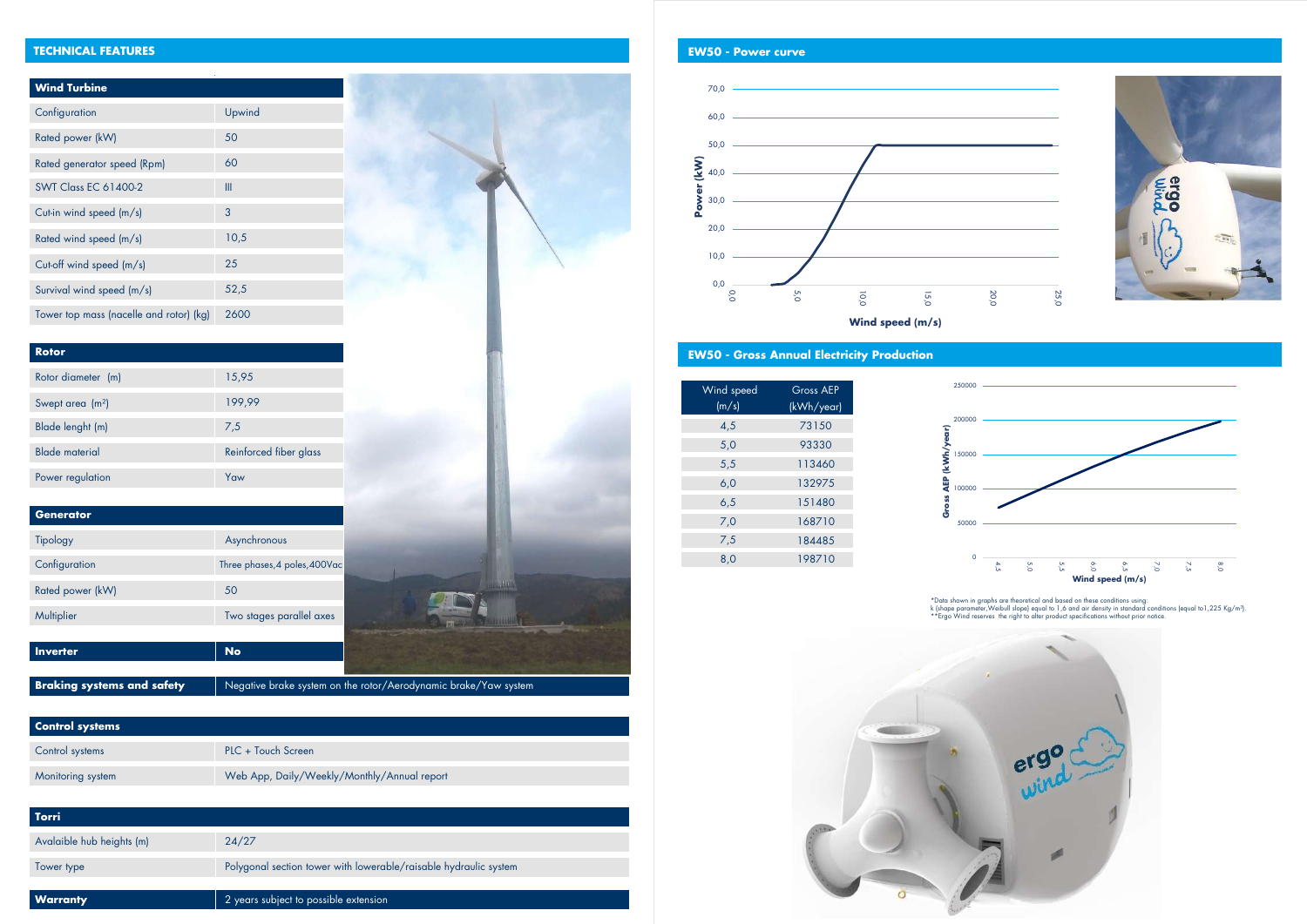## TECHNICAL FEATURES

| Wind Turbine | |
|---|---|
| Configuration | Upwind |
| Rated power (kW) | 50 |
| Rated generator speed (Rpm) | 60 |
| SWT Class EC 61400-2 | III |
| Cut-in wind speed (m/s) | 3 |
| Rated wind speed (m/s) | 10,5 |
| Cut-off wind speed (m/s) | 25 |
| Survival wind speed (m/s) | 52,5 |
| Tower top mass (nacelle and rotor) (kg) | 2600 |

| Rotor | |
|---|---|
| Rotor diameter (m) | 15,95 |
| Swept area ($m^2$) | 199,99 |
| Blade lenght (m) | 7,5 |
| Blade material | Reinforced fiber glass |
| Power regulation | Yaw |

| Generator | |
|---|---|
| Tipology | Asynchronous |
| Configuration | Three phases,4 poles,400Vac |
| Rated power (kW) | 50 |
| Multiplier | Two stages parallel axes |

| Inverter | No |
|---|---|

| Braking systems and safety | Negative brake system on the rotor/Aerodynamic brake/Yaw system |
|---|---|

| Control systems | |
|---|---|
| Control systems | PLC + Touch Screen |
| Monitoring system | Web App, Daily/Weekly/Monthly/Annual report |

| Torri | |
|---|---|
| Avalaible hub heights (m) | 24/27 |
| Tower type | Polygonal section tower with lowerable/raisable hydraulic system |

| Warranty | 2 years subject to possible extension |
|---|---|

## EW50 - Power curve

Power (kW) vs Wind speed (m/s)

## EW50 - Gross Annual Electricity Production

| Wind speed (m/s) | Gross AEP (kWh/year) |
|---|---|
| 4,5 | 73150 |
| 5,0 | 93330 |
| 5,5 | 113460 |
| 6,0 | 132975 |
| 6,5 | 151480 |
| 7,0 | 168710 |
| 7,5 | 184485 |
| 8,0 | 198710 |

Gross AEP (kWh/year) vs Wind speed (m/s)

*Data shown in graphs are theoretical and based on these conditions using:
k (shape parameter,Weibull slope) equal to 1,6 and air density in standard conditions (equal to1,225 Kg/$m^3$).
**Ergo Wind reserves the right to alter product specifications without prior notice.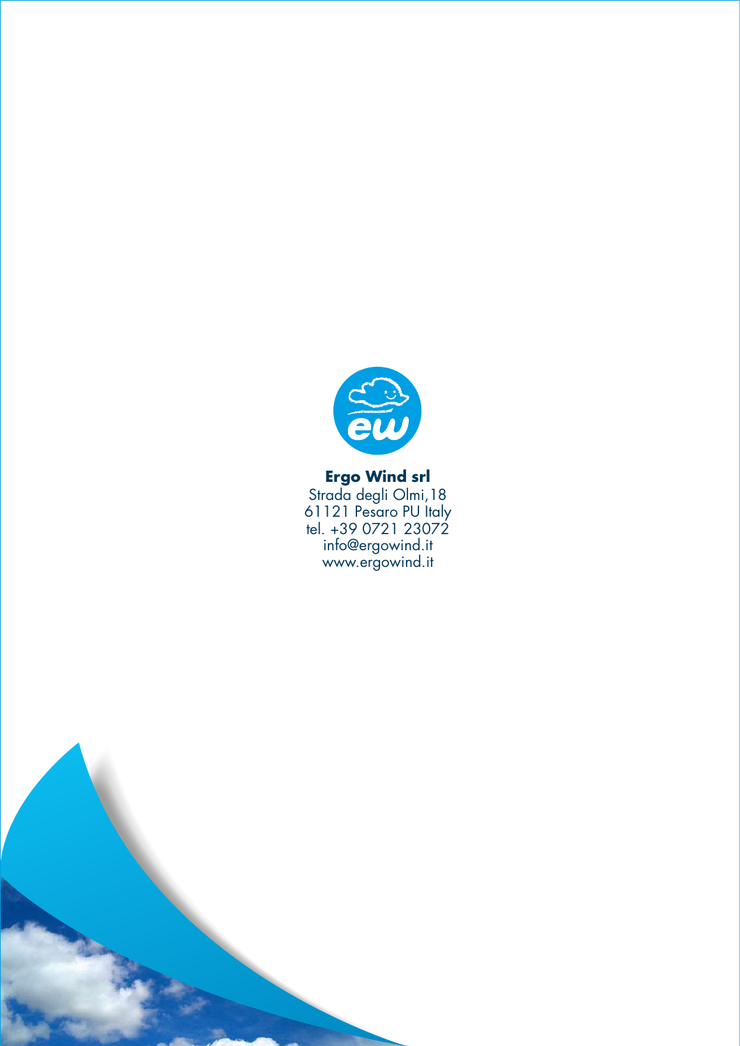**Ergo Wind srl**
Strada degli Olmi,18
61121 Pesaro PU Italy
tel. +39 0721 23072
info@ergowind.it
www.ergowind.it